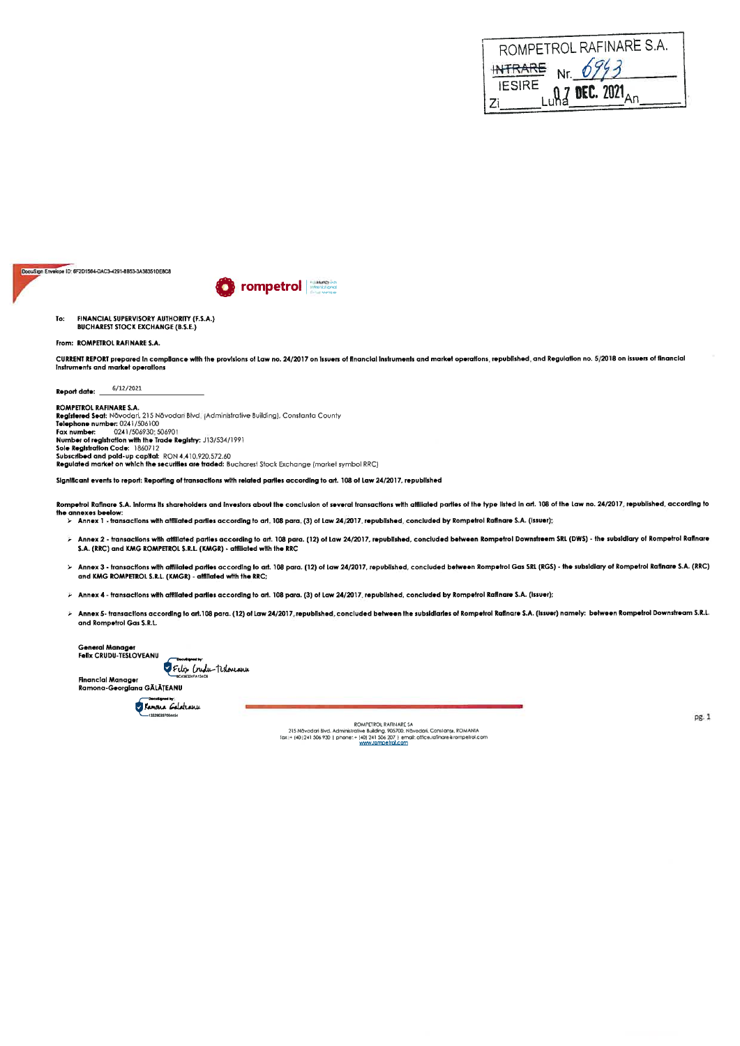ROMPETROL RAFINARE S.A.
~~INTRARE~~ Nr. 6943
IESIRE
Zi 07 Luna DEC. 2021 An

DocuSign Envelope ID: 6F2D1584-0AC3-4291-8B53-3A38351DE8C8

rompetrol

**To: FINANCIAL SUPERVISORY AUTHORITY (F.S.A.)**
**BUCHAREST STOCK EXCHANGE (B.S.E.)**

**From: ROMPETROL RAFINARE S.A.**

**CURRENT REPORT prepared in compliance with the provisions of Law no. 24/2017 on issuers of financial instruments and market operations, republished, and Regulation no. 5/2018 on issuers of financial instruments and market operations**

**Report date:** 6/12/2021

**ROMPETROL RAFINARE S.A.**
**Registered Seat:** Năvodari, 215 Năvodari Blvd. (Administrative Building), Constanta County
**Telephone number:** 0241/506100
**Fax number:** 0241/506930; 506901
**Number of registration with the Trade Registry:** J13/534/1991
**Sole Registration Code:** 1860712
**Subscribed and paid-up capital:** RON 4,410,920,572.60
**Regulated market on which the securities are traded:** Bucharest Stock Exchange (market symbol RRC)

**Significant events to report: Reporting of transactions with related parties according to art. 108 of Law 24/2017, republished**

**Rompetrol Rafinare S.A. informs its shareholders and investors about the conclusion of several transactions with affiliated parties of the type listed in art. 108 of the Law no. 24/2017, republished, according to the annexes beelow:**

- **Annex 1 - transactions with affiliated parties according to art. 108 para. (3) of Law 24/2017, republished, concluded by Rompetrol Rafinare S.A. (issuer);**
- **Annex 2 - transactions with affiliated parties according to art. 108 para. (12) of Law 24/2017, republished, concluded between Rompetrol Downstreem SRL (DWS) - the subsidiary of Rompetrol Rafinare S.A. (RRC) and KMG ROMPETROL S.R.L. (KMGR) - affiliated with the RRC**
- **Annex 3 - transactions with affiliated parties according to art. 108 para. (12) of Law 24/2017, republished, concluded between Rompetrol Gas SRL (RGS) - the subsidiary of Rompetrol Rafinare S.A. (RRC) and KMG ROMPETROL S.R.L. (KMGR) - affiliated with the RRC;**
- **Annex 4 - transactions with affiliated parties according to art. 108 para. (3) of Law 24/2017, republished, concluded by Rompetrol Rafinare S.A. (issuer);**
- **Annex 5- transactions according to art.108 para. (12) of Law 24/2017, republished, concluded between the subsidiaries of Rompetrol Rafinare S.A. (issuer) namely: between Rompetrol Downstream S.R.L. and Rompetrol Gas S.R.L.**

**General Manager**
**Felix CRUDU-TESLOVEANU**

Felix Crudu-Tesloveanu

**Financial Manager**
**Ramona-Georgiana GĂLĂȚEANU**

Ramona Galateanu

ROMPETROL RAFINARE SA
215 Năvodari Blvd. Administrative Building, 905700, Năvodari, Constanța, ROMANIA
fax: + (40) 241 506 930 | phone: + (40) 241 506 207 | email: office.rafinare@rompetrol.com
www.rompetrol.com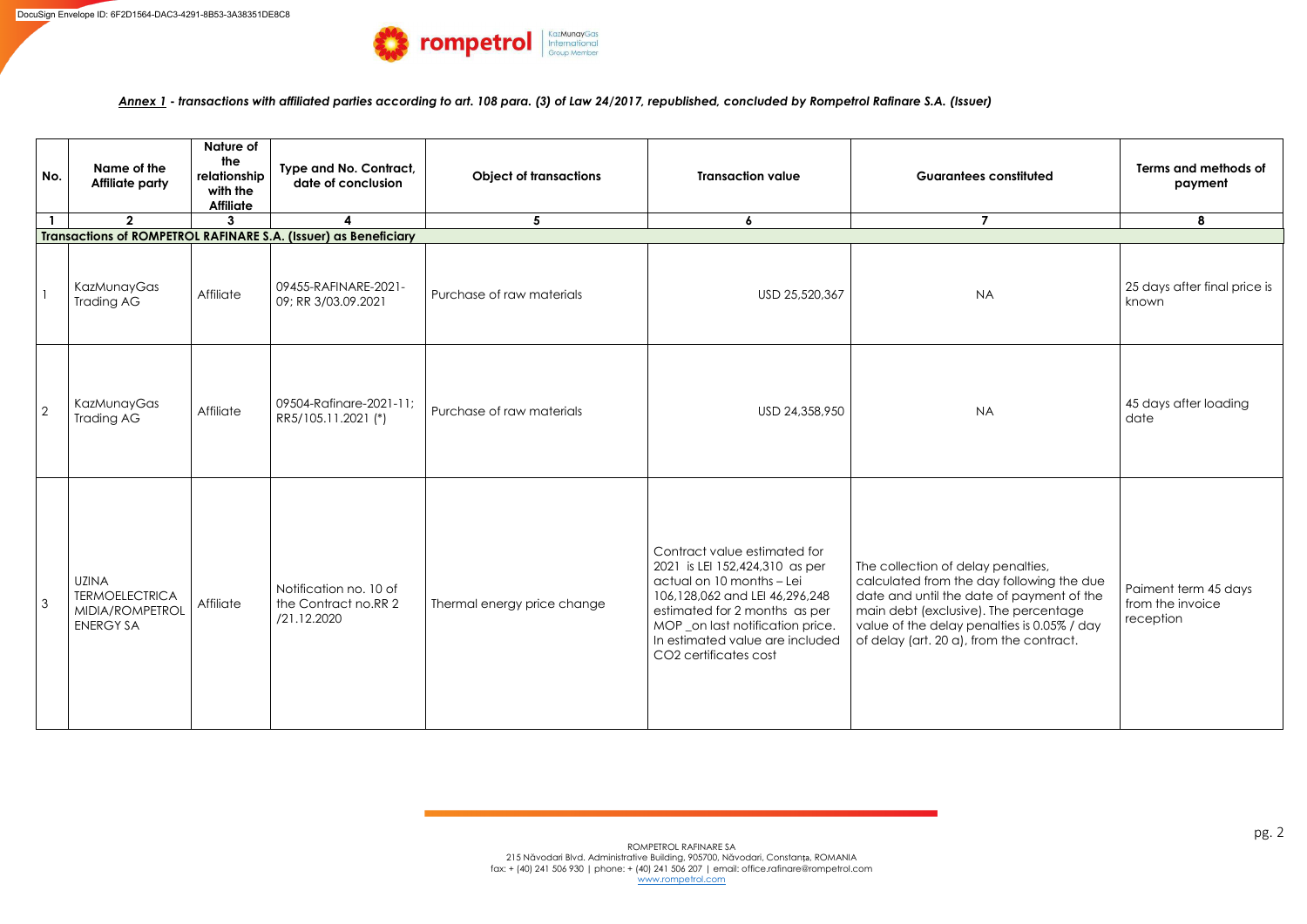***Annex 1 - transactions with affiliated parties according to art. 108 para. (3) of Law 24/2017, republished, concluded by Rompetrol Rafinare S.A. (Issuer)***

| No. | Name of the Affiliate party | Nature of the relationship with the Affiliate | Type and No. Contract, date of conclusion | Object of transactions | Transaction value | Guarantees constituted | Terms and methods of payment |
|---|---|---|---|---|---|---|---|
| 1 | 2 | 3 | 4 | 5 | 6 | 7 | 8 |
| **Transactions of ROMPETROL RAFINARE S.A. (Issuer) as Beneficiary** | | | | | | | |
| 1 | KazMunayGas Trading AG | Affiliate | 09455-RAFINARE-2021-09; RR 3/03.09.2021 | Purchase of raw materials | USD 25,520,367 | NA | 25 days after final price is known |
| 2 | KazMunayGas Trading AG | Affiliate | 09504-Rafinare-2021-11; RR5/105.11.2021 (*) | Purchase of raw materials | USD 24,358,950 | NA | 45 days after loading date |
| 3 | UZINA TERMOELECTRICA MIDIA/ROMPETROL ENERGY SA | Affiliate | Notification no. 10 of the Contract no.RR 2 /21.12.2020 | Thermal energy price change | Contract value estimated for 2021 is LEI 152,424,310 as per actual on 10 months – Lei 106,128,062 and LEI 46,296,248 estimated for 2 months as per MOP _on last notification price. In estimated value are included CO2 certificates cost | The collection of delay penalties, calculated from the day following the due date and until the date of payment of the main debt (exclusive). The percentage value of the delay penalties is 0.05% / day of delay (art. 20 a), from the contract. | Paiment term 45 days from the invoice reception |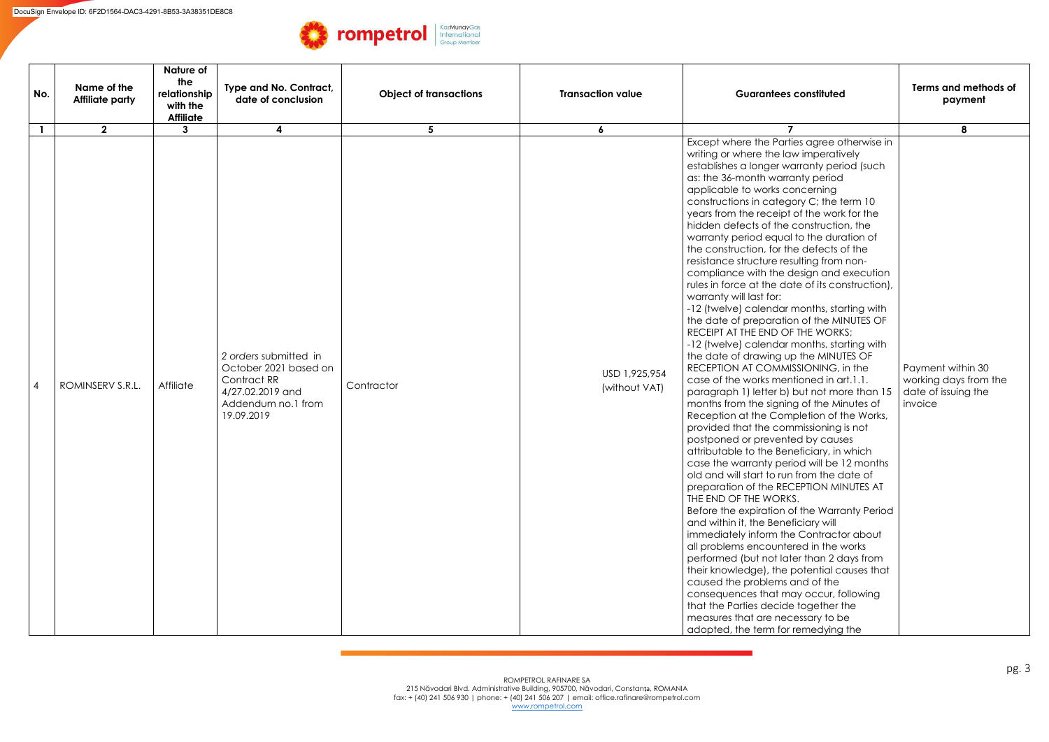| No. | Name of the Affiliate party | Nature of the relationship with the Affiliate | Type and No. Contract, date of conclusion | Object of transactions | Transaction value | Guarantees constituted | Terms and methods of payment |
|---|---|---|---|---|---|---|---|
| 1 | 2 | 3 | 4 | 5 | 6 | 7 | 8 |
| 4 | ROMINSERV S.R.L. | Affiliate | 2 *orders* submitted in October 2021 based on Contract RR 4/27.02.2019 and Addendum no.1 from 19.09.2019 | Contractor | USD 1,925,954 (without VAT) | Except where the Parties agree otherwise in writing or where the law imperatively establishes a longer warranty period (such as: the 36-month warranty period applicable to works concerning constructions in category C; the term 10 years from the receipt of the work for the hidden defects of the construction, the warranty period equal to the duration of the construction, for the defects of the resistance structure resulting from non-compliance with the design and execution rules in force at the date of its construction), warranty will last for:<br>-12 (twelve) calendar months, starting with the date of preparation of the MINUTES OF RECEIPT AT THE END OF THE WORKS;<br>-12 (twelve) calendar months, starting with the date of drawing up the MINUTES OF RECEPTION AT COMMISSIONING, in the case of the works mentioned in art.1.1. paragraph 1) letter b) but not more than 15 months from the signing of the Minutes of Reception at the Completion of the Works, provided that the commissioning is not postponed or prevented by causes attributable to the Beneficiary, in which case the warranty period will be 12 months old and will start to run from the date of preparation of the RECEPTION MINUTES AT THE END OF THE WORKS.<br>Before the expiration of the Warranty Period and within it, the Beneficiary will immediately inform the Contractor about all problems encountered in the works performed (but not later than 2 days from their knowledge), the potential causes that caused the problems and of the consequences that may occur, following that the Parties decide together the measures that are necessary to be adopted, the term for remedying the | Payment within 30 working days from the date of issuing the invoice |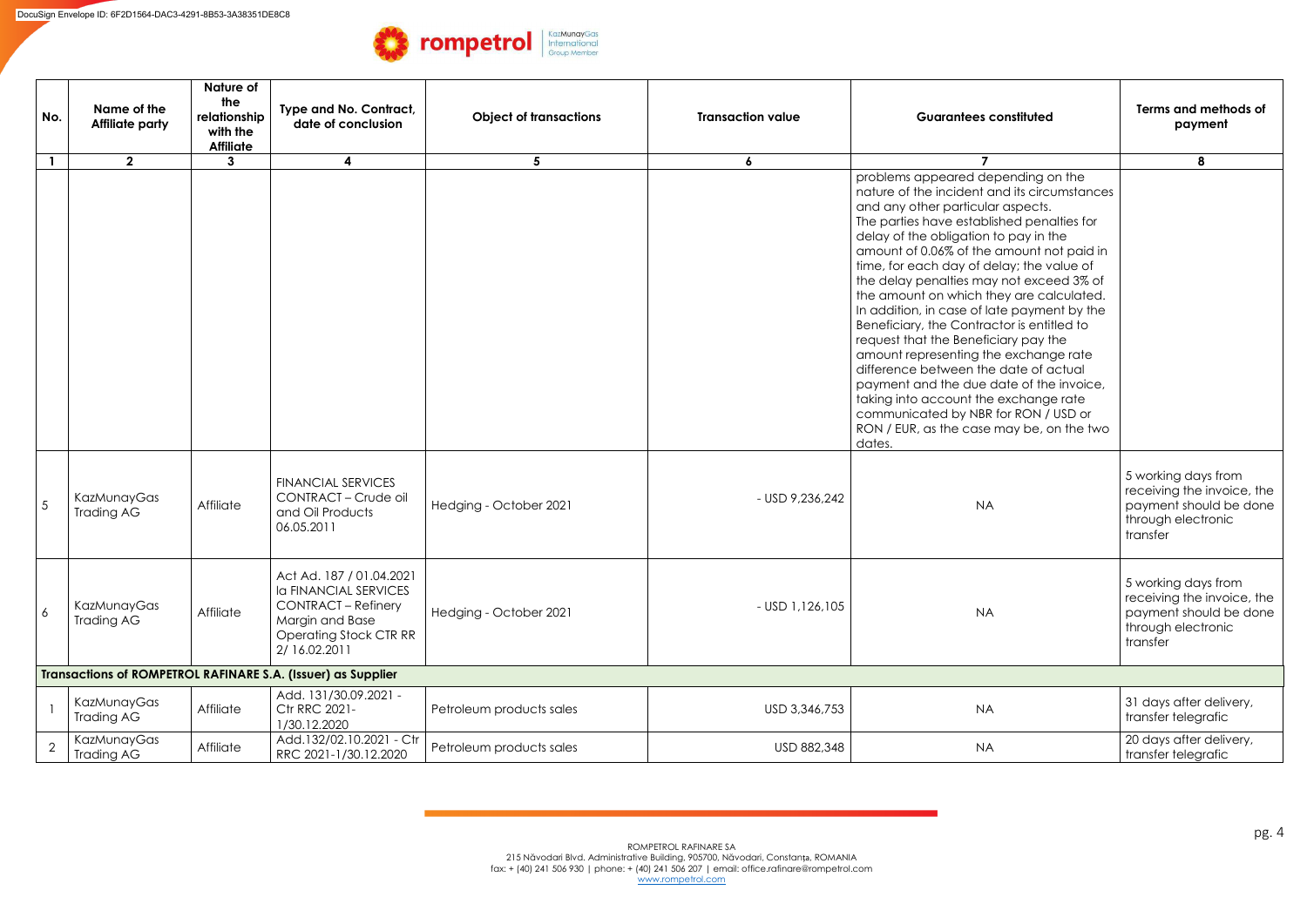| No. | Name of the Affiliate party | Nature of the relationship with the Affiliate | Type and No. Contract, date of conclusion | Object of transactions | Transaction value | Guarantees constituted | Terms and methods of payment |
|---|---|---|---|---|---|---|---|
| 1 | 2 | 3 | 4 | 5 | 6 | 7 | 8 |
| | | | | | | problems appeared depending on the nature of the incident and its circumstances and any other particular aspects. The parties have established penalties for delay of the obligation to pay in the amount of 0.06% of the amount not paid in time, for each day of delay; the value of the delay penalties may not exceed 3% of the amount on which they are calculated. In addition, in case of late payment by the Beneficiary, the Contractor is entitled to request that the Beneficiary pay the amount representing the exchange rate difference between the date of actual payment and the due date of the invoice, taking into account the exchange rate communicated by NBR for RON / USD or RON / EUR, as the case may be, on the two dates. | |
| 5 | KazMunayGas Trading AG | Affiliate | FINANCIAL SERVICES CONTRACT – Crude oil and Oil Products 06.05.2011 | Hedging - October 2021 | - USD 9,236,242 | NA | 5 working days from receiving the invoice, the payment should be done through electronic transfer |
| 6 | KazMunayGas Trading AG | Affiliate | Act Ad. 187 / 01.04.2021 la FINANCIAL SERVICES CONTRACT – Refinery Margin and Base Operating Stock CTR RR 2/ 16.02.2011 | Hedging - October 2021 | - USD 1,126,105 | NA | 5 working days from receiving the invoice, the payment should be done through electronic transfer |
| **Transactions of ROMPETROL RAFINARE S.A. (Issuer) as Supplier** | | | | | | | |
| 1 | KazMunayGas Trading AG | Affiliate | Add. 131/30.09.2021 - Ctr RRC 2021-1/30.12.2020 | Petroleum products sales | USD 3,346,753 | NA | 31 days after delivery, transfer telegrafic |
| 2 | KazMunayGas Trading AG | Affiliate | Add.132/02.10.2021 - Ctr RRC 2021-1/30.12.2020 | Petroleum products sales | USD 882,348 | NA | 20 days after delivery, transfer telegrafic |

ROMPETROL RAFINARE SA
215 Năvodari Blvd. Administrative Building, 905700, Năvodari, Constanța, ROMANIA
fax: + (40) 241 506 930 | phone: + (40) 241 506 207 | email: office.rafinare@rompetrol.com
www.rompetrol.com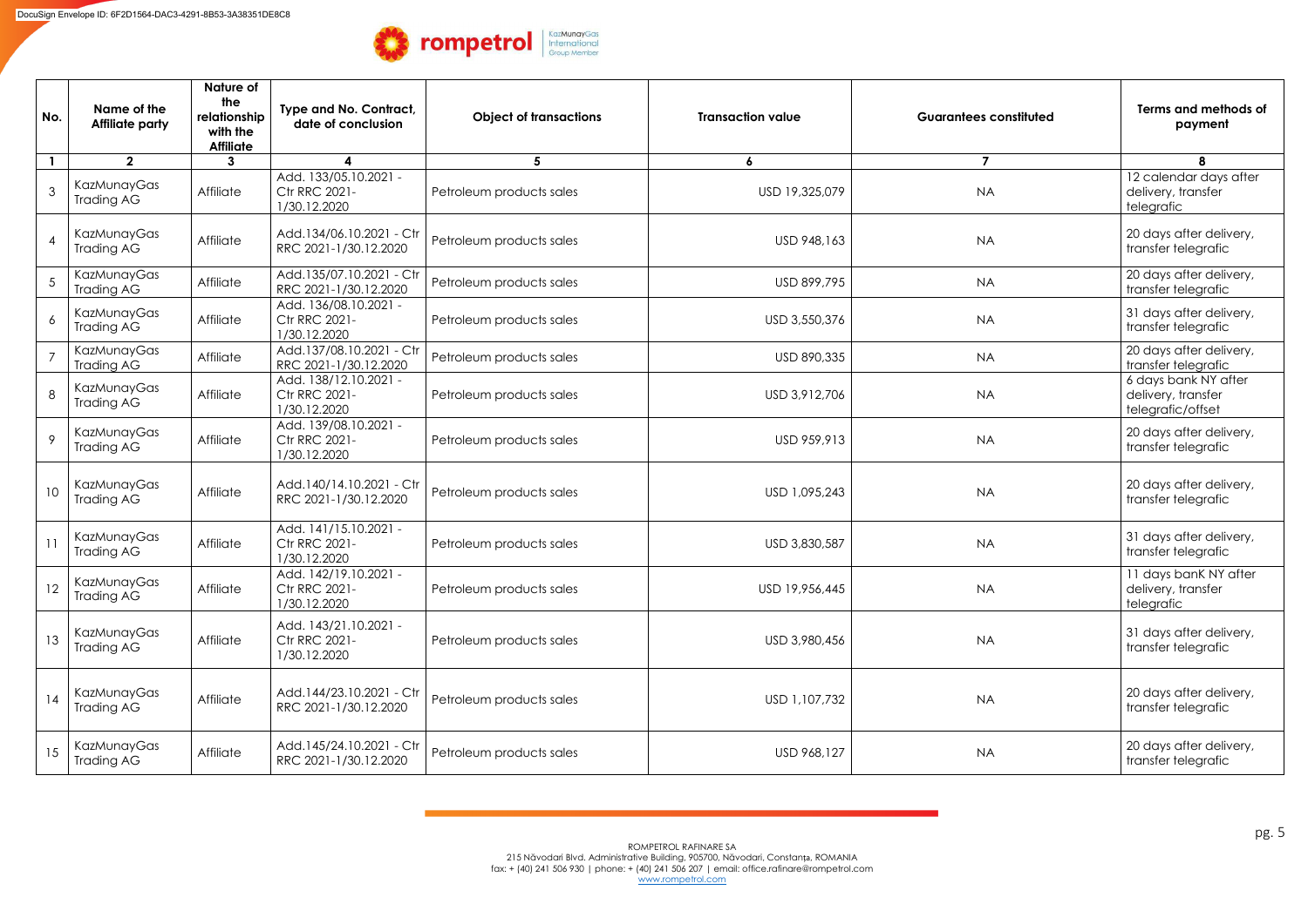| No. | Name of the Affiliate party | Nature of the relationship with the Affiliate | Type and No. Contract, date of conclusion | Object of transactions | Transaction value | Guarantees constituted | Terms and methods of payment |
|---|---|---|---|---|---|---|---|
| 1 | 2 | 3 | 4 | 5 | 6 | 7 | 8 |
| 3 | KazMunayGas Trading AG | Affiliate | Add. 133/05.10.2021 - Ctr RRC 2021-1/30.12.2020 | Petroleum products sales | USD 19,325,079 | NA | 12 calendar days after delivery, transfer telegrafic |
| 4 | KazMunayGas Trading AG | Affiliate | Add.134/06.10.2021 - Ctr RRC 2021-1/30.12.2020 | Petroleum products sales | USD 948,163 | NA | 20 days after delivery, transfer telegrafic |
| 5 | KazMunayGas Trading AG | Affiliate | Add.135/07.10.2021 - Ctr RRC 2021-1/30.12.2020 | Petroleum products sales | USD 899,795 | NA | 20 days after delivery, transfer telegrafic |
| 6 | KazMunayGas Trading AG | Affiliate | Add. 136/08.10.2021 - Ctr RRC 2021-1/30.12.2020 | Petroleum products sales | USD 3,550,376 | NA | 31 days after delivery, transfer telegrafic |
| 7 | KazMunayGas Trading AG | Affiliate | Add.137/08.10.2021 - Ctr RRC 2021-1/30.12.2020 | Petroleum products sales | USD 890,335 | NA | 20 days after delivery, transfer telegrafic |
| 8 | KazMunayGas Trading AG | Affiliate | Add. 138/12.10.2021 - Ctr RRC 2021-1/30.12.2020 | Petroleum products sales | USD 3,912,706 | NA | 6 days bank NY after delivery, transfer telegrafic/offset |
| 9 | KazMunayGas Trading AG | Affiliate | Add. 139/08.10.2021 - Ctr RRC 2021-1/30.12.2020 | Petroleum products sales | USD 959,913 | NA | 20 days after delivery, transfer telegrafic |
| 10 | KazMunayGas Trading AG | Affiliate | Add.140/14.10.2021 - Ctr RRC 2021-1/30.12.2020 | Petroleum products sales | USD 1,095,243 | NA | 20 days after delivery, transfer telegrafic |
| 11 | KazMunayGas Trading AG | Affiliate | Add. 141/15.10.2021 - Ctr RRC 2021-1/30.12.2020 | Petroleum products sales | USD 3,830,587 | NA | 31 days after delivery, transfer telegrafic |
| 12 | KazMunayGas Trading AG | Affiliate | Add. 142/19.10.2021 - Ctr RRC 2021-1/30.12.2020 | Petroleum products sales | USD 19,956,445 | NA | 11 days banK NY after delivery, transfer telegrafic |
| 13 | KazMunayGas Trading AG | Affiliate | Add. 143/21.10.2021 - Ctr RRC 2021-1/30.12.2020 | Petroleum products sales | USD 3,980,456 | NA | 31 days after delivery, transfer telegrafic |
| 14 | KazMunayGas Trading AG | Affiliate | Add.144/23.10.2021 - Ctr RRC 2021-1/30.12.2020 | Petroleum products sales | USD 1,107,732 | NA | 20 days after delivery, transfer telegrafic |
| 15 | KazMunayGas Trading AG | Affiliate | Add.145/24.10.2021 - Ctr RRC 2021-1/30.12.2020 | Petroleum products sales | USD 968,127 | NA | 20 days after delivery, transfer telegrafic |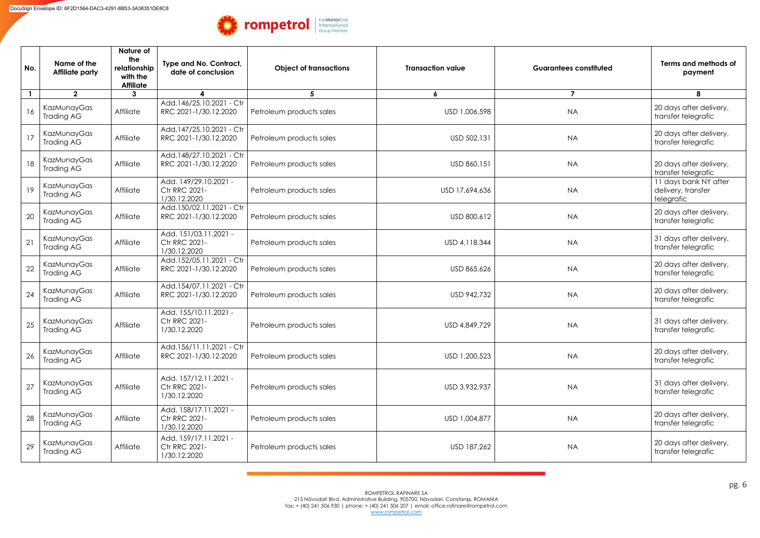| No. | Name of the Affiliate party | Nature of the relationship with the Affiliate | Type and No. Contract, date of conclusion | Object of transactions | Transaction value | Guarantees constituted | Terms and methods of payment |
|---|---|---|---|---|---|---|---|
| 1 | 2 | 3 | 4 | 5 | 6 | 7 | 8 |
| 16 | KazMunayGas Trading AG | Affiliate | Add.146/25.10.2021 - Ctr RRC 2021-1/30.12.2020 | Petroleum products sales | USD 1,006,598 | NA | 20 days after delivery, transfer telegrafic |
| 17 | KazMunayGas Trading AG | Affiliate | Add.147/25.10.2021 - Ctr RRC 2021-1/30.12.2020 | Petroleum products sales | USD 502,131 | NA | 20 days after delivery, transfer telegrafic |
| 18 | KazMunayGas Trading AG | Affiliate | Add.148/27.10.2021 - Ctr RRC 2021-1/30.12.2020 | Petroleum products sales | USD 860,151 | NA | 20 days after delivery, transfer telegrafic |
| 19 | KazMunayGas Trading AG | Affiliate | Add. 149/29.10.2021 - Ctr RRC 2021-1/30.12.2020 | Petroleum products sales | USD 17,694,636 | NA | 11 days bank NY after delivery, transfer telegrafic |
| 20 | KazMunayGas Trading AG | Affiliate | Add.150/02.11.2021 - Ctr RRC 2021-1/30.12.2020 | Petroleum products sales | USD 800,612 | NA | 20 days after delivery, transfer telegrafic |
| 21 | KazMunayGas Trading AG | Affiliate | Add. 151/03.11.2021 - Ctr RRC 2021-1/30.12.2020 | Petroleum products sales | USD 4,118,344 | NA | 31 days after delivery, transfer telegrafic |
| 22 | KazMunayGas Trading AG | Affiliate | Add.152/05.11.2021 - Ctr RRC 2021-1/30.12.2020 | Petroleum products sales | USD 865,626 | NA | 20 days after delivery, transfer telegrafic |
| 24 | KazMunayGas Trading AG | Affiliate | Add.154/07.11.2021 - Ctr RRC 2021-1/30.12.2020 | Petroleum products sales | USD 942,732 | NA | 20 days after delivery, transfer telegrafic |
| 25 | KazMunayGas Trading AG | Affiliate | Add. 155/10.11.2021 - Ctr RRC 2021-1/30.12.2020 | Petroleum products sales | USD 4,849,729 | NA | 31 days after delivery, transfer telegrafic |
| 26 | KazMunayGas Trading AG | Affiliate | Add.156/11.11.2021 - Ctr RRC 2021-1/30.12.2020 | Petroleum products sales | USD 1,200,523 | NA | 20 days after delivery, transfer telegrafic |
| 27 | KazMunayGas Trading AG | Affiliate | Add. 157/12.11.2021 - Ctr RRC 2021-1/30.12.2020 | Petroleum products sales | USD 3,932,937 | NA | 31 days after delivery, transfer telegrafic |
| 28 | KazMunayGas Trading AG | Affiliate | Add. 158/17.11.2021 - Ctr RRC 2021-1/30.12.2020 | Petroleum products sales | USD 1,004,877 | NA | 20 days after delivery, transfer telegrafic |
| 29 | KazMunayGas Trading AG | Affiliate | Add. 159/17.11.2021 - Ctr RRC 2021-1/30.12.2020 | Petroleum products sales | USD 187,262 | NA | 20 days after delivery, transfer telegrafic |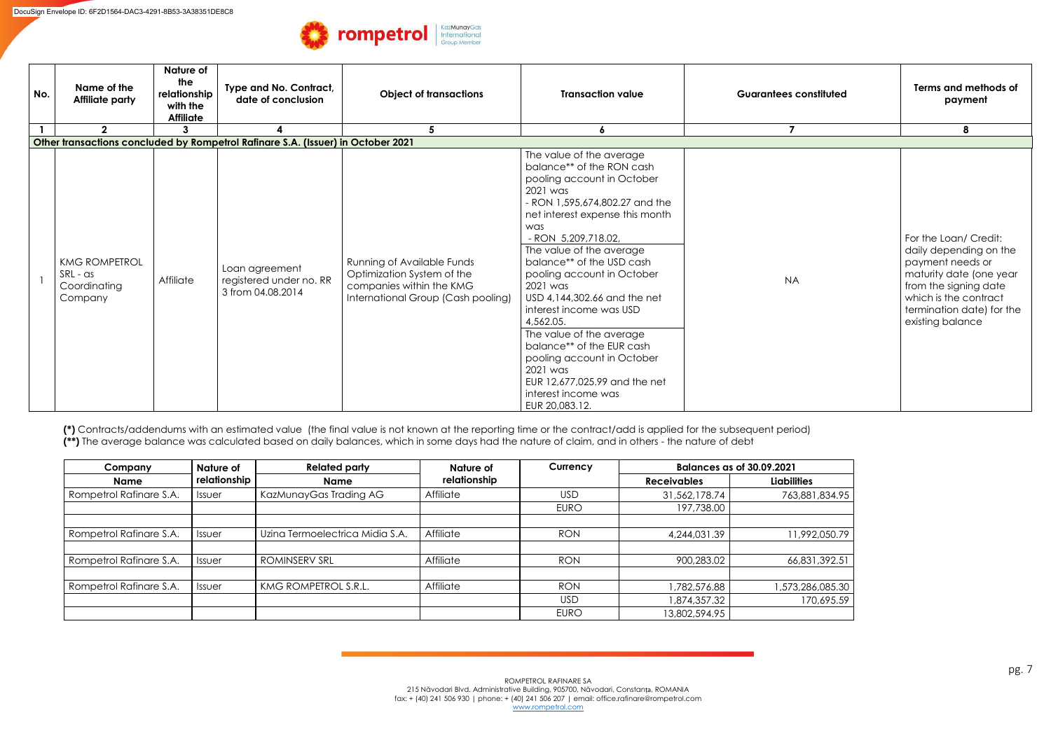| No. | Name of the Affiliate party | Nature of the relationship with the Affiliate | Type and No. Contract, date of conclusion | Object of transactions | Transaction value | Guarantees constituted | Terms and methods of payment |
|---|---|---|---|---|---|---|---|
| 1 | 2 | 3 | 4 | 5 | 6 | 7 | 8 |
| **Other transactions concluded by Rompetrol Rafinare S.A. (Issuer) in October 2021** | | | | | | | |
| 1 | KMG ROMPETROL SRL - as Coordinating Company | Affiliate | Loan agreement registered under no. RR 3 from 04.08.2014 | Running of Available Funds Optimization System of the companies within the KMG International Group (Cash pooling) | The value of the average balance** of the RON cash pooling account in October 2021 was - RON 1,595,674,802.27 and the net interest expense this month was - RON 5,209,718.02, The value of the average balance** of the USD cash pooling account in October 2021 was USD 4,144,302.66 and the net interest income was USD 4,562.05. The value of the average balance** of the EUR cash pooling account in October 2021 was EUR 12,677,025.99 and the net interest income was EUR 20,083.12. | NA | For the Loan/ Credit: daily depending on the payment needs or maturity date (one year from the signing date which is the contract termination date) for the existing balance |

**(*)** Contracts/addendums with an estimated value (the final value is not known at the reporting time or the contract/add is applied for the subsequent period)
**(**)** The average balance was calculated based on daily balances, which in some days had the nature of claim, and in others - the nature of debt

| Company | Nature of relationship | Related party | Nature of relationship | Currency | Balances as of 30.09.2021 | |
|---|---|---|---|---|---|---|
| Name | | Name | | | Receivables | Liabilities |
| Rompetrol Rafinare S.A. | Issuer | KazMunayGas Trading AG | Affiliate | USD | 31,562,178.74 | 763,881,834.95 |
| | | | | EURO | 197,738.00 | |
| | | | | | | |
| Rompetrol Rafinare S.A. | Issuer | Uzina Termoelectrica Midia S.A. | Affiliate | RON | 4,244,031.39 | 11,992,050.79 |
| | | | | | | |
| Rompetrol Rafinare S.A. | Issuer | ROMINSERV SRL | Affiliate | RON | 900,283.02 | 66,831,392.51 |
| | | | | | | |
| Rompetrol Rafinare S.A. | Issuer | KMG ROMPETROL S.R.L. | Affiliate | RON | 1,782,576.88 | 1,573,286,085.30 |
| | | | | USD | 1,874,357.32 | 170,695.59 |
| | | | | EURO | 13,802,594.95 | |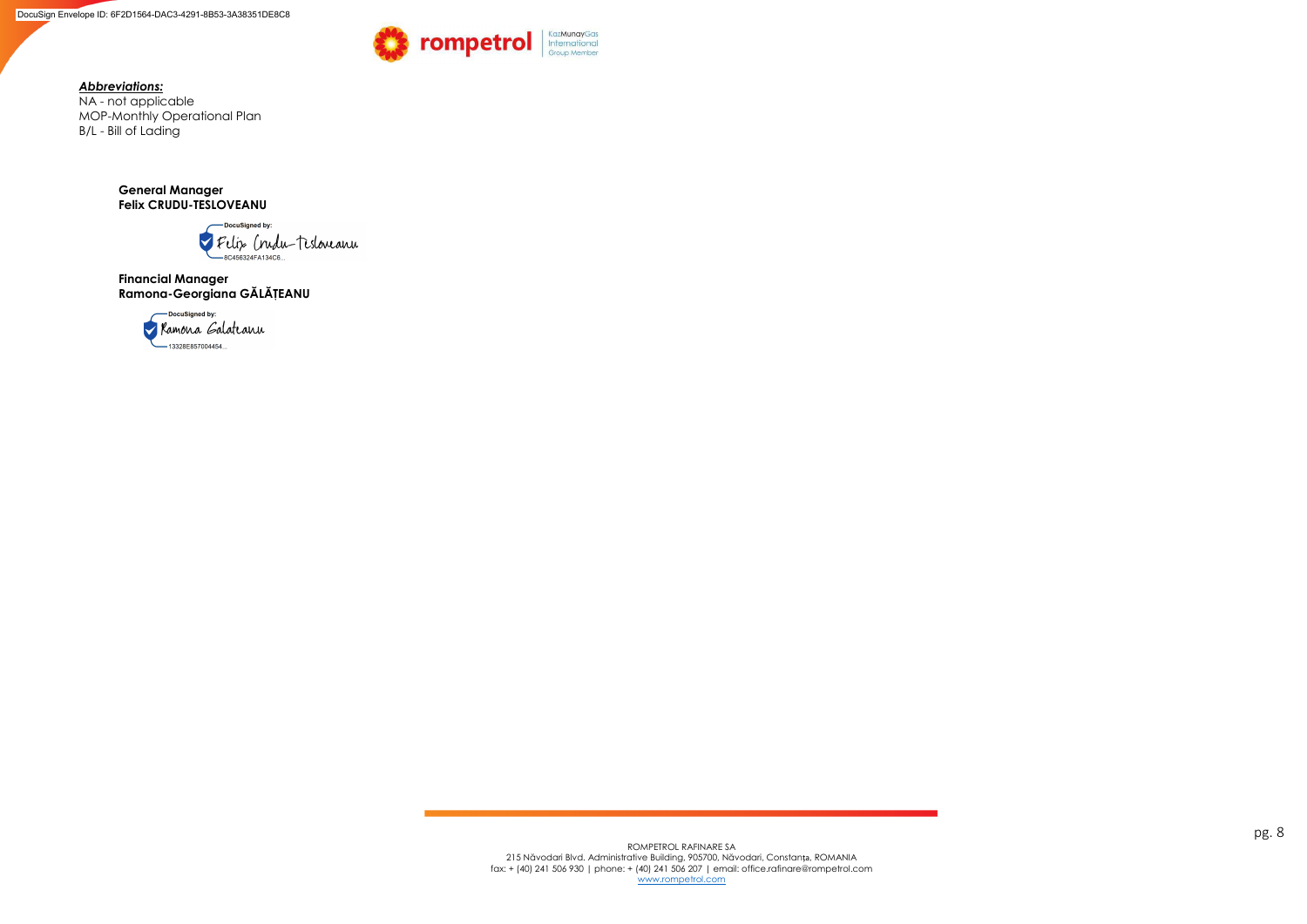***Abbreviations:***

NA - not applicable
MOP-Monthly Operational Plan
B/L - Bill of Lading

**General Manager**
**Felix CRUDU-TESLOVEANU**

DocuSigned by:
Felix Crudu-Tesloveanu
8C456324FA134C6...

**Financial Manager**
**Ramona-Georgiana GĂLĂȚEANU**

DocuSigned by:
Ramona Galateanu
13328E857004454...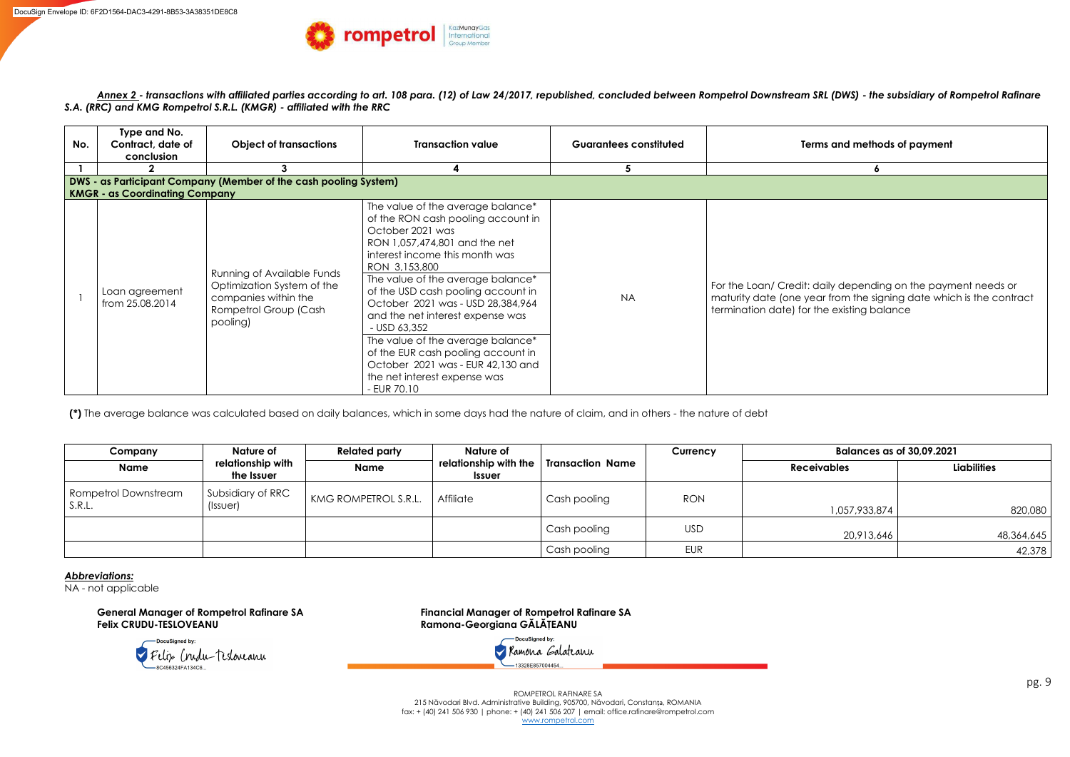*Annex 2 - transactions with affiliated parties according to art. 108 para. (12) of Law 24/2017, republished, concluded between Rompetrol Downstream SRL (DWS) - the subsidiary of Rompetrol Rafinare S.A. (RRC) and KMG Rompetrol S.R.L. (KMGR) - affiliated with the RRC*

| No. | Type and No. Contract, date of conclusion | Object of transactions | Transaction value | Guarantees constituted | Terms and methods of payment |
|---|---|---|---|---|---|
| 1 | 2 | 3 | 4 | 5 | 6 |
| **DWS - as Participant Company (Member of the cash pooling System) KMGR - as Coordinating Company** | | | | | |
| 1 | Loan agreement from 25.08.2014 | Running of Available Funds Optimization System of the companies within the Rompetrol Group (Cash pooling) | The value of the average balance* of the RON cash pooling account in October 2021 was RON 1,057,474,801 and the net interest income this month was RON 3,153,800<br>The value of the average balance* of the USD cash pooling account in October 2021 was - USD 28,384,964 and the net interest expense was - USD 63,352<br>The value of the average balance* of the EUR cash pooling account in October 2021 was - EUR 42,130 and the net interest expense was - EUR 70.10 | NA | For the Loan/ Credit: daily depending on the payment needs or maturity date (one year from the signing date which is the contract termination date) for the existing balance |

**(*)** The average balance was calculated based on daily balances, which in some days had the nature of claim, and in others - the nature of debt

| Company Name | Nature of relationship with the Issuer | Related party Name | Nature of relationship with the Issuer | Transaction Name | Currency | Balances as of 30,09.2021 | |
|---|---|---|---|---|---|---|---|
| | | | | | | Receivables | Liabilities |
| Rompetrol Downstream S.R.L. | Subsidiary of RRC (Issuer) | KMG ROMPETROL S.R.L. | Affiliate | Cash pooling | RON | 1,057,933,874 | 820,080 |
| | | | | Cash pooling | USD | 20,913,646 | 48,364,645 |
| | | | | Cash pooling | EUR | | 42,378 |

***Abbreviations:***
NA - not applicable

**General Manager of Rompetrol Rafinare SA**
**Felix CRUDU-TESLOVEANU**

DocuSigned by: Felix Crudu-Tesloveanu
8C456324FA134C6...

**Financial Manager of Rompetrol Rafinare SA**
**Ramona-Georgiana GĂLĂȚEANU**

DocuSigned by: Ramona Galateanu
13328E857004454...

ROMPETROL RAFINARE SA
215 Năvodari Blvd. Administrative Building, 905700, Năvodari, Constanța, ROMANIA
fax: + (40) 241 506 930 | phone: + (40) 241 506 207 | email: office.rafinare@rompetrol.com
www.rompetrol.com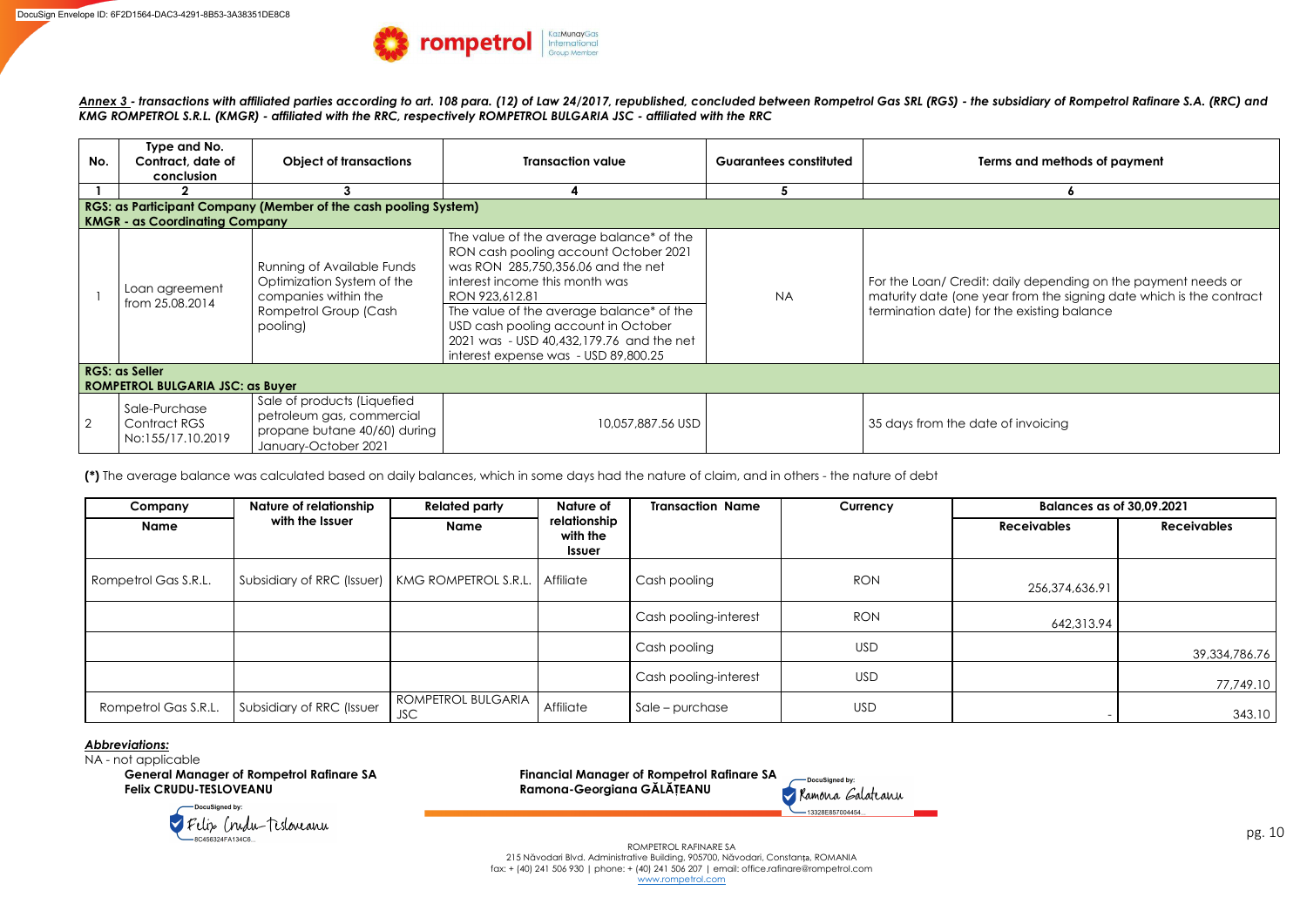*__Annex 3__ - transactions with affiliated parties according to art. 108 para. (12) of Law 24/2017, republished, concluded between Rompetrol Gas SRL (RGS) - the subsidiary of Rompetrol Rafinare S.A. (RRC) and KMG ROMPETROL S.R.L. (KMGR) - affiliated with the RRC, respectively ROMPETROL BULGARIA JSC - affiliated with the RRC*

| No. | Type and No. Contract, date of conclusion | Object of transactions | Transaction value | Guarantees constituted | Terms and methods of payment |
|---|---|---|---|---|---|
| 1 | 2 | 3 | 4 | 5 | 6 |
| **RGS: as Participant Company (Member of the cash pooling System) KMGR - as Coordinating Company** | | | | | |
| 1 | Loan agreement from 25.08.2014 | Running of Available Funds Optimization System of the companies within the Rompetrol Group (Cash pooling) | The value of the average balance* of the RON cash pooling account October 2021 was RON 285,750,356.06 and the net interest income this month was RON 923,612.81<br>The value of the average balance* of the USD cash pooling account in October 2021 was - USD 40,432,179.76 and the net interest expense was - USD 89,800.25 | NA | For the Loan/ Credit: daily depending on the payment needs or maturity date (one year from the signing date which is the contract termination date) for the existing balance |
| **RGS: as Seller ROMPETROL BULGARIA JSC: as Buyer** | | | | | |
| 2 | Sale-Purchase Contract RGS No:155/17.10.2019 | Sale of products (Liquefied petroleum gas, commercial propane butane 40/60) during January-October 2021 | 10,057,887.56 USD | | 35 days from the date of invoicing |

**(*)** The average balance was calculated based on daily balances, which in some days had the nature of claim, and in others - the nature of debt

| Company | Nature of relationship with the Issuer | Related party | Nature of relationship with the Issuer | Transaction Name | Currency | Balances as of 30,09.2021 | |
|---|---|---|---|---|---|---|---|
| Name | | Name | | | | Receivables | Receivables |
| Rompetrol Gas S.R.L. | Subsidiary of RRC (Issuer) | KMG ROMPETROL S.R.L. | Affiliate | Cash pooling | RON | 256,374,636.91 | |
| | | | | Cash pooling-interest | RON | 642,313.94 | |
| | | | | Cash pooling | USD | | 39,334,786.76 |
| | | | | Cash pooling-interest | USD | | 77,749.10 |
| Rompetrol Gas S.R.L. | Subsidiary of RRC (Issuer | ROMPETROL BULGARIA JSC | Affiliate | Sale – purchase | USD | - | 343.10 |

***Abbreviations:***

NA - not applicable

**General Manager of Rompetrol Rafinare SA**
**Felix CRUDU-TESLOVEANU**

**Financial Manager of Rompetrol Rafinare SA**
**Ramona-Georgiana GĂLĂȚEANU**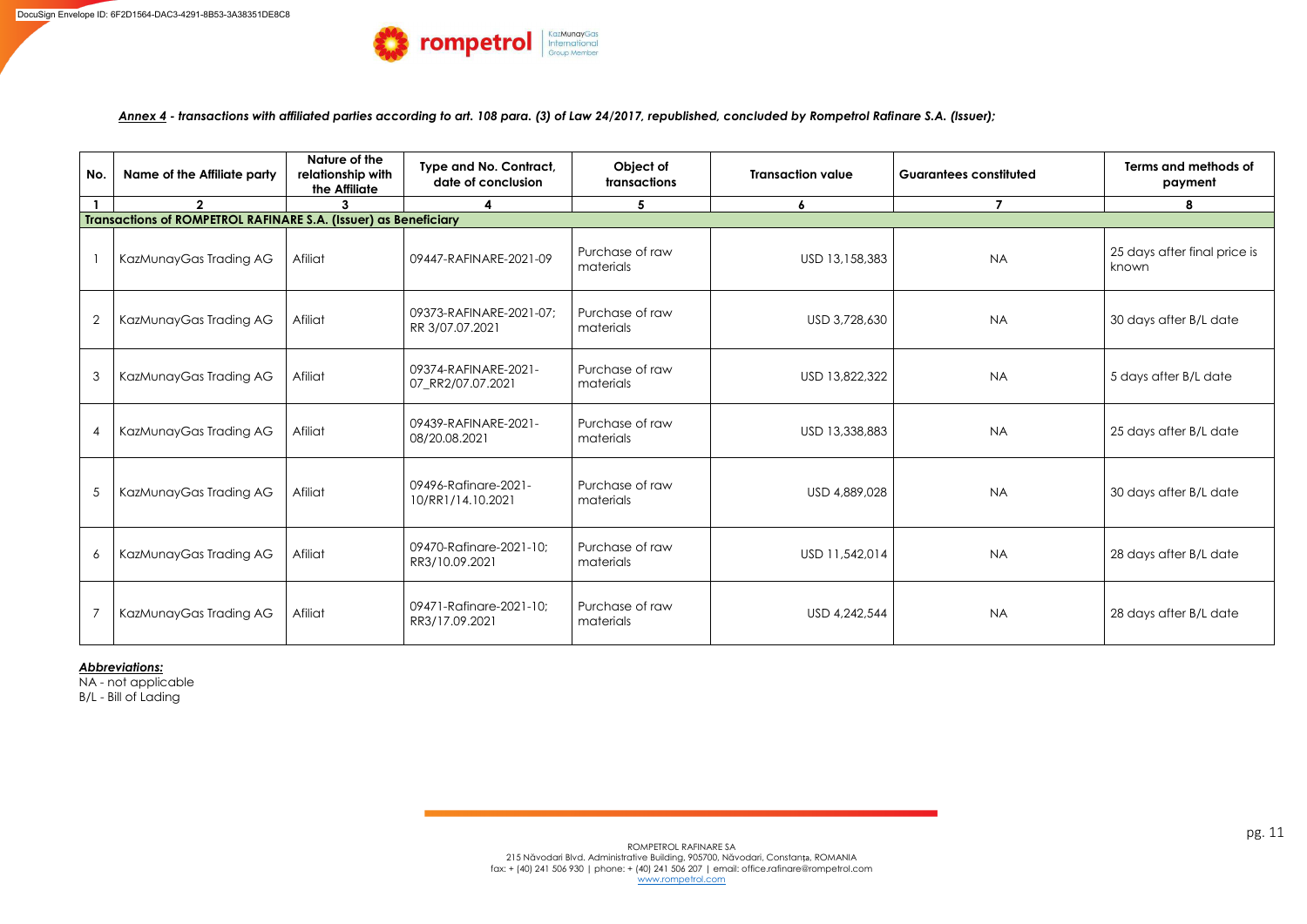***Annex 4*** ***- transactions with affiliated parties according to art. 108 para. (3) of Law 24/2017, republished, concluded by Rompetrol Rafinare S.A. (Issuer);***

| No. | Name of the Affiliate party | Nature of the relationship with the Affiliate | Type and No. Contract, date of conclusion | Object of transactions | Transaction value | Guarantees constituted | Terms and methods of payment |
|---|---|---|---|---|---|---|---|
| **1** | **2** | **3** | **4** | **5** | **6** | **7** | **8** |
| **Transactions of ROMPETROL RAFINARE S.A. (Issuer) as Beneficiary** | | | | | | | |
| 1 | KazMunayGas Trading AG | Afiliat | 09447-RAFINARE-2021-09 | Purchase of raw materials | USD 13,158,383 | NA | 25 days after final price is known |
| 2 | KazMunayGas Trading AG | Afiliat | 09373-RAFINARE-2021-07; RR 3/07.07.2021 | Purchase of raw materials | USD 3,728,630 | NA | 30 days after B/L date |
| 3 | KazMunayGas Trading AG | Afiliat | 09374-RAFINARE-2021-07_RR2/07.07.2021 | Purchase of raw materials | USD 13,822,322 | NA | 5 days after B/L date |
| 4 | KazMunayGas Trading AG | Afiliat | 09439-RAFINARE-2021-08/20.08.2021 | Purchase of raw materials | USD 13,338,883 | NA | 25 days after B/L date |
| 5 | KazMunayGas Trading AG | Afiliat | 09496-Rafinare-2021-10/RR1/14.10.2021 | Purchase of raw materials | USD 4,889,028 | NA | 30 days after B/L date |
| 6 | KazMunayGas Trading AG | Afiliat | 09470-Rafinare-2021-10; RR3/10.09.2021 | Purchase of raw materials | USD 11,542,014 | NA | 28 days after B/L date |
| 7 | KazMunayGas Trading AG | Afiliat | 09471-Rafinare-2021-10; RR3/17.09.2021 | Purchase of raw materials | USD 4,242,544 | NA | 28 days after B/L date |

***Abbreviations:***
NA - not applicable
B/L - Bill of Lading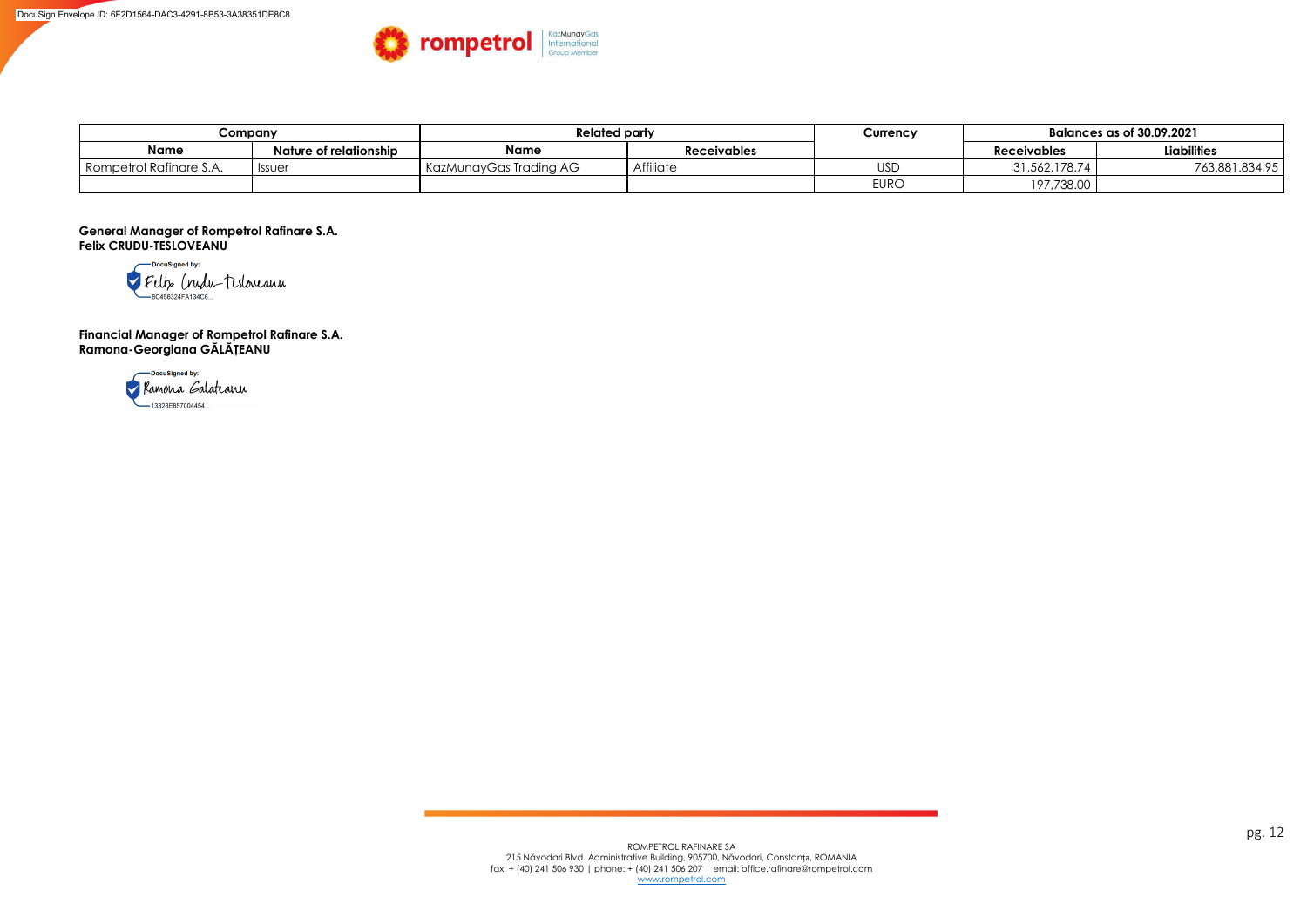| Company | | Related party | | Currency | Balances as of 30.09.2021 | |
|---|---|---|---|---|---|---|
| Name | Nature of relationship | Name | Receivables | | Receivables | Liabilities |
| Rompetrol Rafinare S.A. | Issuer | KazMunayGas Trading AG | Affiliate | USD | 31,562,178.74 | 763.881.834,95 |
| | | | | EURO | 197,738.00 | |

**General Manager of Rompetrol Rafinare S.A.**
**Felix CRUDU-TESLOVEANU**

DocuSigned by:
Felix Crudu-Tesloveanu
8C456324FA134C6...

**Financial Manager of Rompetrol Rafinare S.A.**
**Ramona-Georgiana GĂLĂȚEANU**

DocuSigned by:
Ramona Galateanu
13328E857004454...

ROMPETROL RAFINARE SA
215 Năvodari Blvd. Administrative Building, 905700, Năvodari, Constanța, ROMANIA
fax: + (40) 241 506 930 | phone: + (40) 241 506 207 | email: office.rafinare@rompetrol.com
www.rompetrol.com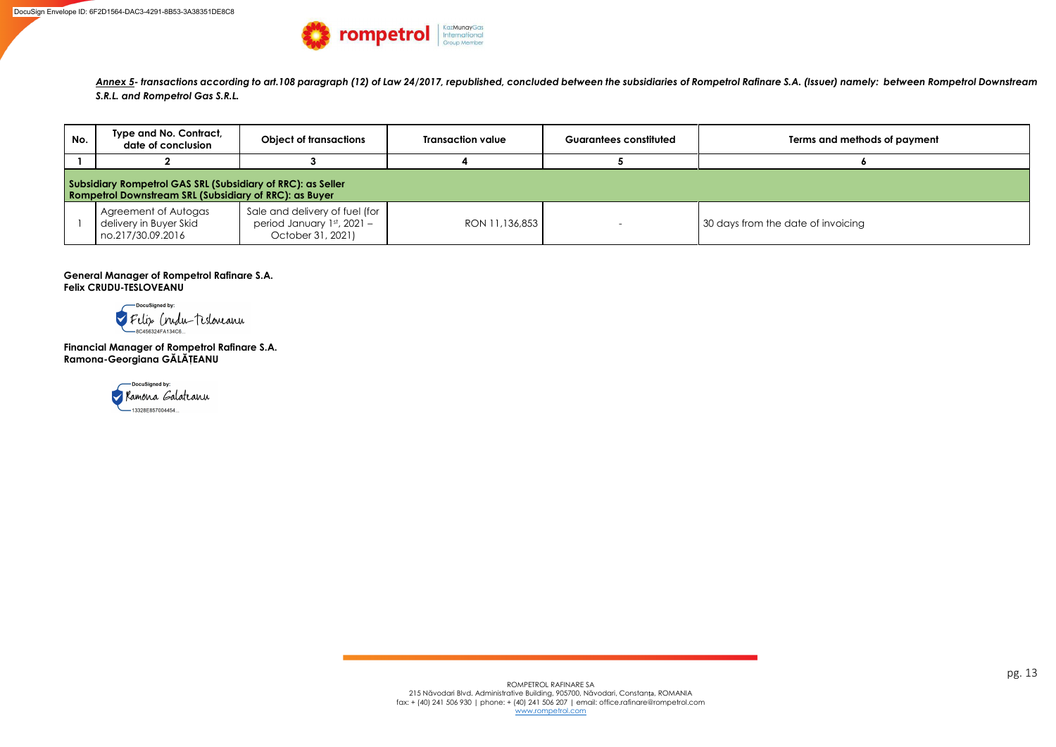***Annex 5**- transactions according to art.108 paragraph (12) of Law 24/2017, republished, concluded between the subsidiaries of Rompetrol Rafinare S.A. (Issuer) namely: between Rompetrol Downstream S.R.L. and Rompetrol Gas S.R.L.*

| No. | Type and No. Contract, date of conclusion | Object of transactions | Transaction value | Guarantees constituted | Terms and methods of payment |
|---|---|---|---|---|---|
| **1** | **2** | **3** | **4** | **5** | **6** |
| **Subsidiary Rompetrol GAS SRL (Subsidiary of RRC): as Seller<br>Rompetrol Downstream SRL (Subsidiary of RRC): as Buyer** | | | | | |
| 1 | Agreement of Autogas delivery in Buyer Skid no.217/30.09.2016 | Sale and delivery of fuel (for period January 1st, 2021 – October 31, 2021) | RON 11,136,853 | - | 30 days from the date of invoicing |

**General Manager of Rompetrol Rafinare S.A.**
**Felix CRUDU-TESLOVEANU**

DocuSigned by: Felix Crudu-Tesloveanu
8C456324FA134C6...

**Financial Manager of Rompetrol Rafinare S.A.**
**Ramona-Georgiana GĂLĂȚEANU**

DocuSigned by: Ramona Galateanu
13328E857004454...

ROMPETROL RAFINARE SA
215 Năvodari Blvd. Administrative Building, 905700, Năvodari, Constanța, ROMANIA
fax: + (40) 241 506 930 | phone: + (40) 241 506 207 | email: office.rafinare@rompetrol.com
www.rompetrol.com